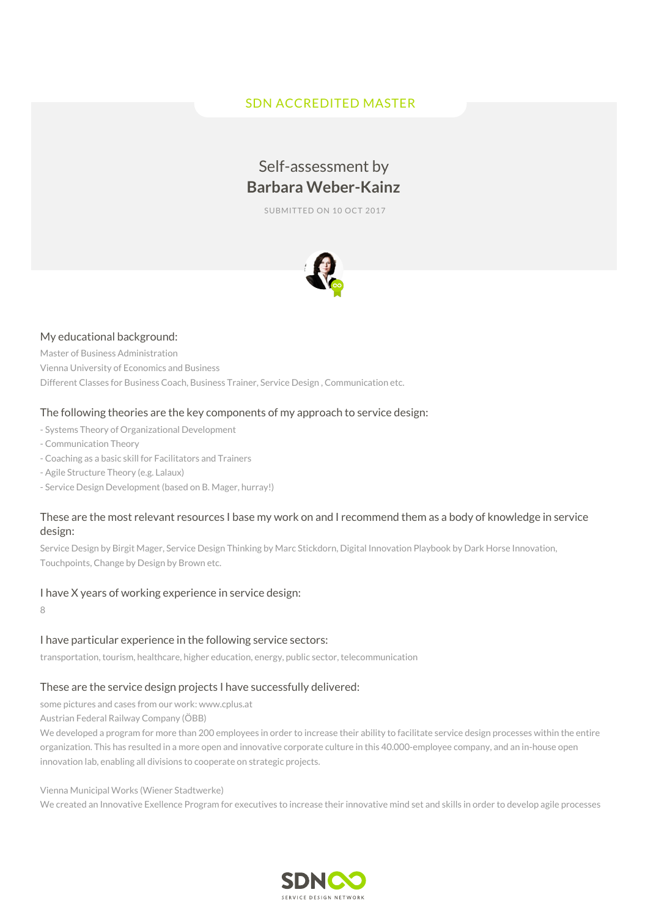SDN ACCREDITED MASTER

# Self-assessment by **Barbara Weber-Kainz**

SUBMITTED ON 10 OCT 2017

## My educational background:

Master of Business Administration

Vienna University of Economics and Business

Different Classes for Business Coach, Business Trainer, Service Design , Communication etc.

## The following theories are the key components of my approach to service design:

- Systems Theory of Organizational Development
- Communication Theory
- Coaching as a basic skill for Facilitators and Trainers
- Agile Structure Theory (e.g. Lalaux)
- Service Design Development (based on B. Mager, hurray!)

## These are the most relevant resources I base my work on and I recommend them as a body of knowledge in service design:

Service Design by Birgit Mager, Service Design Thinking by Marc Stickdorn, Digital Innovation Playbook by Dark Horse Innovation, Touchpoints, Change by Design by Brown etc.

## I have X years of working experience in service design:

8

## I have particular experience in the following service sectors:

transportation, tourism, healthcare, higher education, energy, public sector, telecommunication

## These are the service design projects I have successfully delivered:

some pictures and cases from our work: www.cplus.at

Austrian Federal Railway Company (ÖBB)

We developed a program for more than 200 employees in order to increase their ability to facilitate service design processes within the entire organization. This has resulted in a more open and innovative corporate culture in this 40.000-employee company, and an in-house open innovation lab, enabling all divisions to cooperate on strategic projects.

Vienna Municipal Works (Wiener Stadtwerke)

We created an Innovative Exellence Program for executives to increase their innovative mind set and skills in order to develop agile processes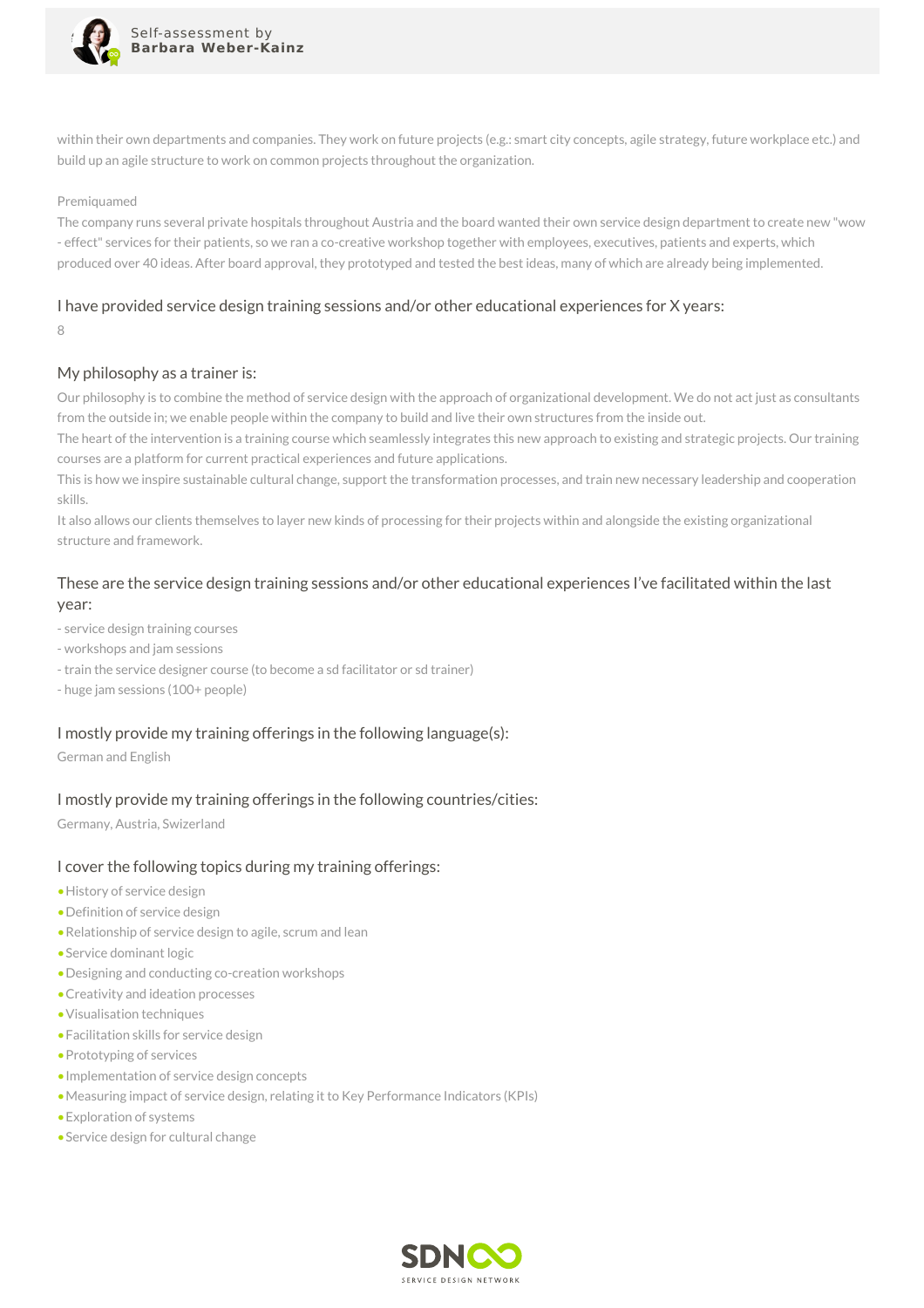within their own departments and companies. They work on future projects (e.g.: smart city concepts, agile strategy, future workplace etc.) and build up an agile structure to work on common projects throughout the organization.

Premiquamed
The company runs several private hospitals throughout Austria and the board wanted their own service design department to create new "wow - effect" services for their patients, so we ran a co-creative workshop together with employees, executives, patients and experts, which produced over 40 ideas. After board approval, they prototyped and tested the best ideas, many of which are already being implemented.

## I have provided service design training sessions and/or other educational experiences for X years:

8

## My philosophy as a trainer is:

Our philosophy is to combine the method of service design with the approach of organizational development. We do not act just as consultants from the outside in; we enable people within the company to build and live their own structures from the inside out.
The heart of the intervention is a training course which seamlessly integrates this new approach to existing and strategic projects. Our training courses are a platform for current practical experiences and future applications.
This is how we inspire sustainable cultural change, support the transformation processes, and train new necessary leadership and cooperation skills.
It also allows our clients themselves to layer new kinds of processing for their projects within and alongside the existing organizational structure and framework.

## These are the service design training sessions and/or other educational experiences I've facilitated within the last year:

- service design training courses
- workshops and jam sessions
- train the service designer course (to become a sd facilitator or sd trainer)
- huge jam sessions (100+ people)

## I mostly provide my training offerings in the following language(s):

German and English

## I mostly provide my training offerings in the following countries/cities:

Germany, Austria, Switzerland

## I cover the following topics during my training offerings:

- History of service design
- Definition of service design
- Relationship of service design to agile, scrum and lean
- Service dominant logic
- Designing and conducting co-creation workshops
- Creativity and ideation processes
- Visualisation techniques
- Facilitation skills for service design
- Prototyping of services
- Implementation of service design concepts
- Measuring impact of service design, relating it to Key Performance Indicators (KPIs)
- Exploration of systems
- Service design for cultural change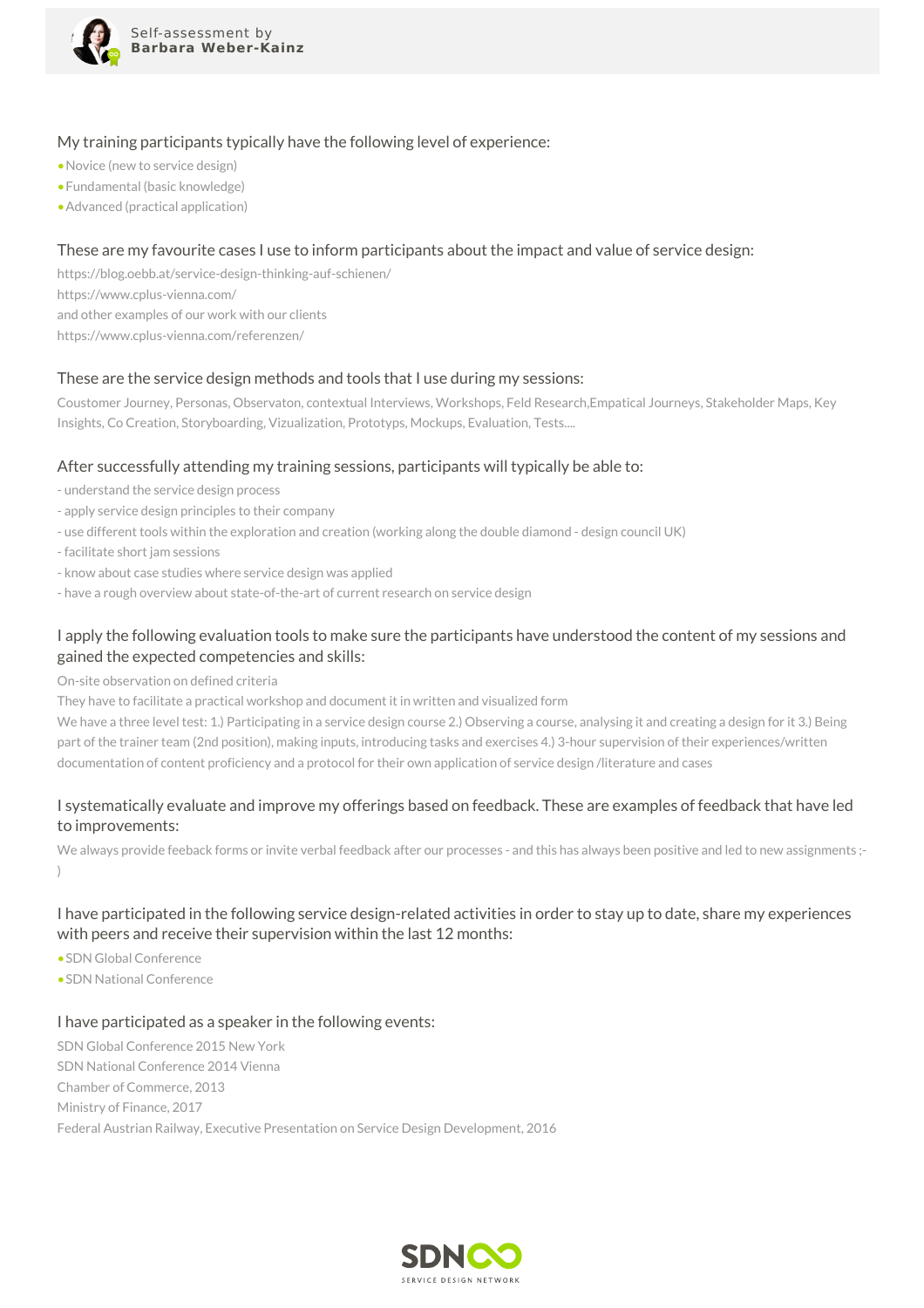Self-assessment by **Barbara Weber-Kainz**

## My training participants typically have the following level of experience:

- Novice (new to service design)
- Fundamental (basic knowledge)
- Advanced (practical application)

## These are my favourite cases I use to inform participants about the impact and value of service design:

https://blog.oebb.at/service-design-thinking-auf-schienen/
https://www.cplus-vienna.com/
and other examples of our work with our clients
https://www.cplus-vienna.com/referenzen/

## These are the service design methods and tools that I use during my sessions:

Coustomer Journey, Personas, Observaton, contextual Interviews, Workshops, Feld Research,Empatical Journeys, Stakeholder Maps, Key Insights, Co Creation, Storyboarding, Vizualization, Prototyps, Mockups, Evaluation, Tests....

## After successfully attending my training sessions, participants will typically be able to:

- understand the service design process
- apply service design principles to their company
- use different tools within the exploration and creation (working along the double diamond - design council UK)
- facilitate short jam sessions
- know about case studies where service design was applied
- have a rough overview about state-of-the-art of current research on service design

## I apply the following evaluation tools to make sure the participants have understood the content of my sessions and gained the expected competencies and skills:

On-site observation on defined criteria
They have to facilitate a practical workshop and document it in written and visualized form
We have a three level test: 1.) Participating in a service design course 2.) Observing a course, analysing it and creating a design for it 3.) Being part of the trainer team (2nd position), making inputs, introducing tasks and exercises 4.) 3-hour supervision of their experiences/written documentation of content proficiency and a protocol for their own application of service design /literature and cases

## I systematically evaluate and improve my offerings based on feedback. These are examples of feedback that have led to improvements:

We always provide feeback forms or invite verbal feedback after our processes - and this has always been positive and led to new assignments ;-)

## I have participated in the following service design-related activities in order to stay up to date, share my experiences with peers and receive their supervision within the last 12 months:

- SDN Global Conference
- SDN National Conference

## I have participated as a speaker in the following events:

SDN Global Conference 2015 New York
SDN National Conference 2014 Vienna
Chamber of Commerce, 2013
Ministry of Finance, 2017
Federal Austrian Railway, Executive Presentation on Service Design Development, 2016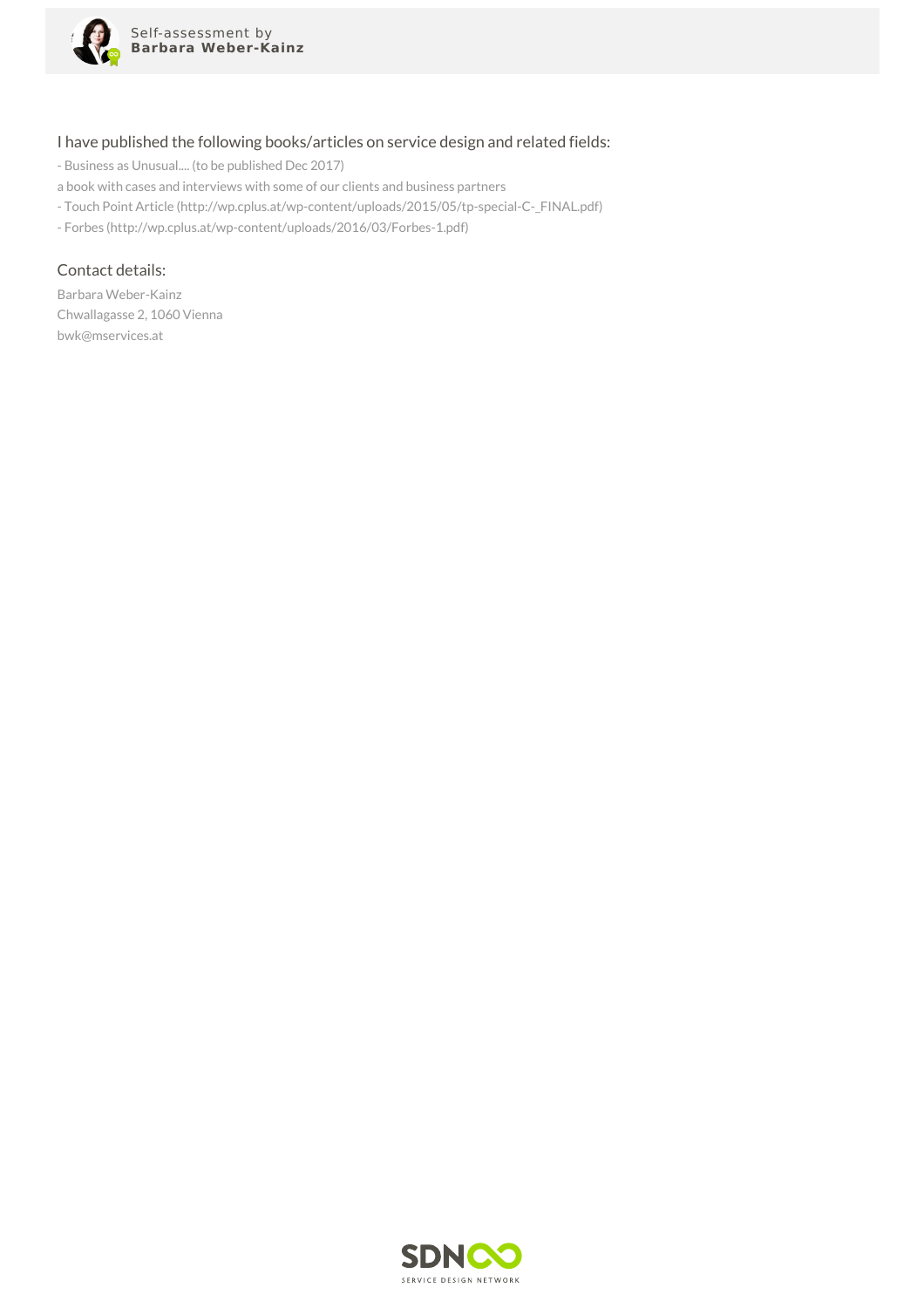## I have published the following books/articles on service design and related fields:

- Business as Unusual.... (to be published Dec 2017)

a book with cases and interviews with some of our clients and business partners

- Touch Point Article (http://wp.cplus.at/wp-content/uploads/2015/05/tp-special-C-_FINAL.pdf)
- Forbes (http://wp.cplus.at/wp-content/uploads/2016/03/Forbes-1.pdf)

## Contact details:

Barbara Weber-Kainz
Chwallagasse 2, 1060 Vienna
bwk@mservices.at